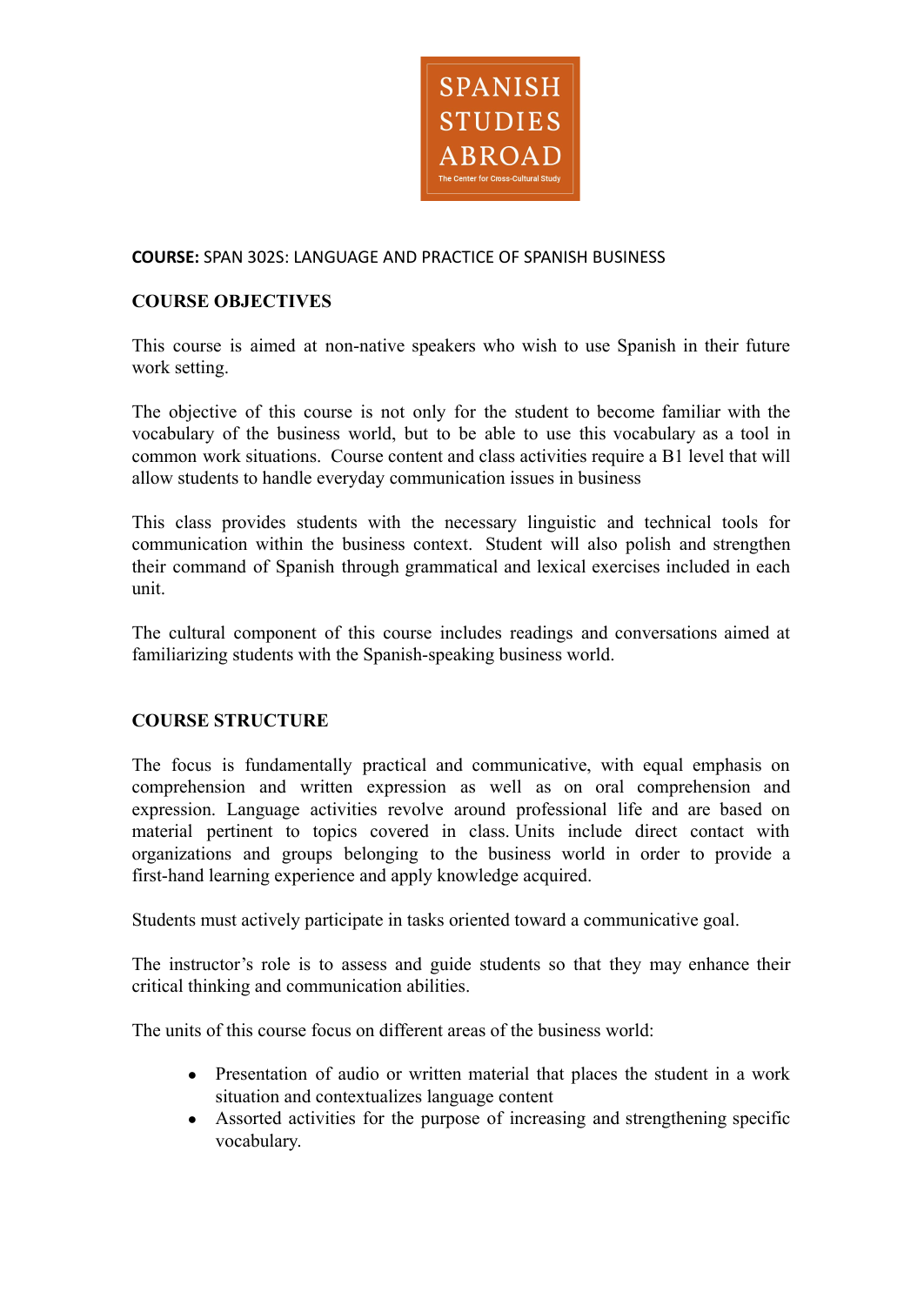SPANISH STUDIES ABROAD

The Center for Cross-Cultural Study

**COURSE:** SPAN 302S: LANGUAGE AND PRACTICE OF SPANISH BUSINESS

## COURSE OBJECTIVES

This course is aimed at non-native speakers who wish to use Spanish in their future work setting.

The objective of this course is not only for the student to become familiar with the vocabulary of the business world, but to be able to use this vocabulary as a tool in common work situations. Course content and class activities require a B1 level that will allow students to handle everyday communication issues in business

This class provides students with the necessary linguistic and technical tools for communication within the business context. Student will also polish and strengthen their command of Spanish through grammatical and lexical exercises included in each unit.

The cultural component of this course includes readings and conversations aimed at familiarizing students with the Spanish-speaking business world.

## COURSE STRUCTURE

The focus is fundamentally practical and communicative, with equal emphasis on comprehension and written expression as well as on oral comprehension and expression. Language activities revolve around professional life and are based on material pertinent to topics covered in class. Units include direct contact with organizations and groups belonging to the business world in order to provide a first-hand learning experience and apply knowledge acquired.

Students must actively participate in tasks oriented toward a communicative goal.

The instructor's role is to assess and guide students so that they may enhance their critical thinking and communication abilities.

The units of this course focus on different areas of the business world:

- Presentation of audio or written material that places the student in a work situation and contextualizes language content
- Assorted activities for the purpose of increasing and strengthening specific vocabulary.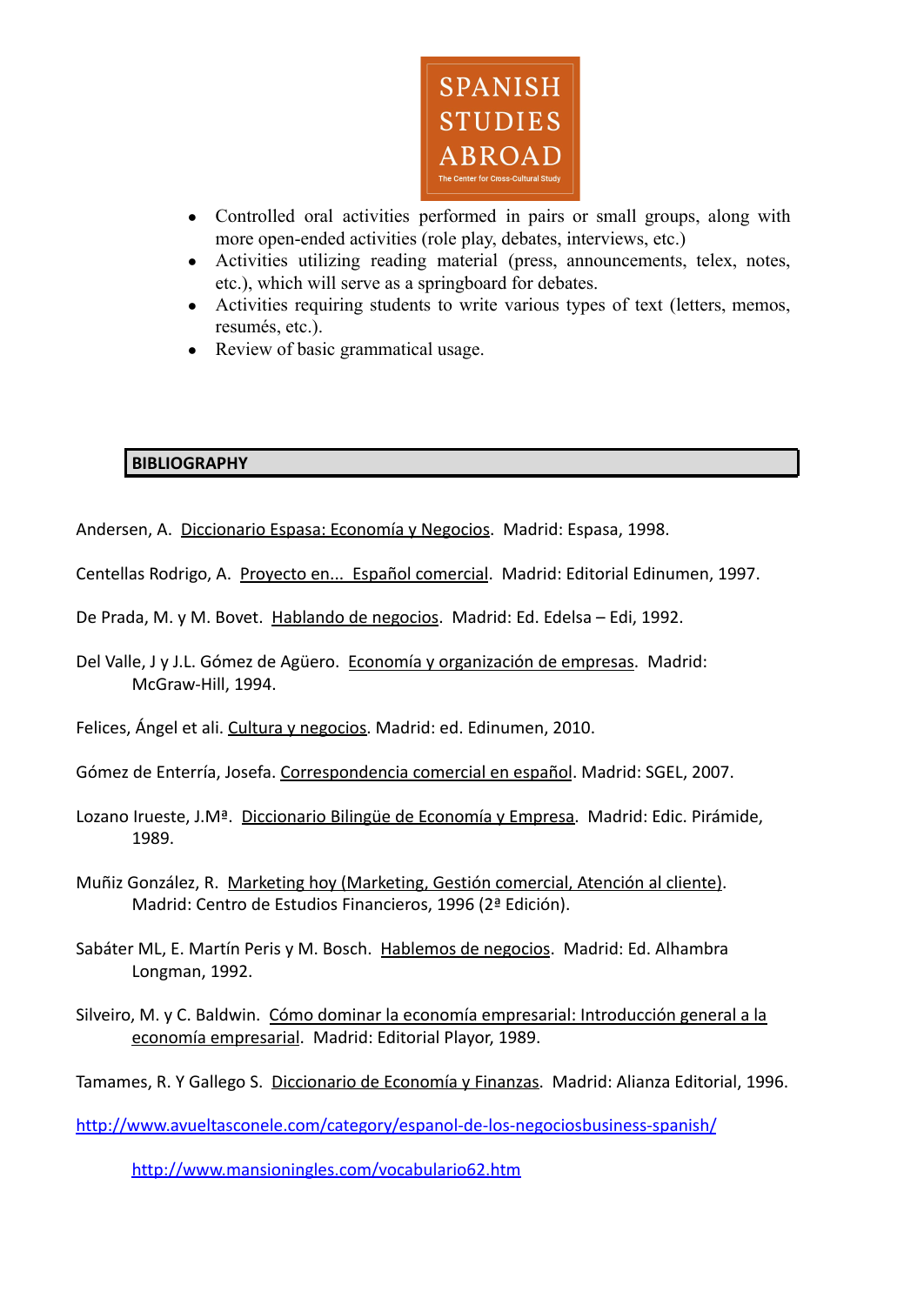- Controlled oral activities performed in pairs or small groups, along with more open-ended activities (role play, debates, interviews, etc.)
- Activities utilizing reading material (press, announcements, telex, notes, etc.), which will serve as a springboard for debates.
- Activities requiring students to write various types of text (letters, memos, resumés, etc.).
- Review of basic grammatical usage.

## BIBLIOGRAPHY

Andersen, A. Diccionario Espasa: Economía y Negocios. Madrid: Espasa, 1998.

Centellas Rodrigo, A. Proyecto en... Español comercial. Madrid: Editorial Edinumen, 1997.

De Prada, M. y M. Bovet. Hablando de negocios. Madrid: Ed. Edelsa – Edi, 1992.

Del Valle, J y J.L. Gómez de Agüero. Economía y organización de empresas. Madrid: McGraw-Hill, 1994.

Felices, Ángel et ali. Cultura y negocios. Madrid: ed. Edinumen, 2010.

Gómez de Enterría, Josefa. Correspondencia comercial en español. Madrid: SGEL, 2007.

Lozano Irueste, J.Mª. Diccionario Bilingüe de Economía y Empresa. Madrid: Edic. Pirámide, 1989.

Muñiz González, R. Marketing hoy (Marketing, Gestión comercial, Atención al cliente). Madrid: Centro de Estudios Financieros, 1996 (2ª Edición).

Sabáter ML, E. Martín Peris y M. Bosch. Hablemos de negocios. Madrid: Ed. Alhambra Longman, 1992.

Silveiro, M. y C. Baldwin. Cómo dominar la economía empresarial: Introducción general a la economía empresarial. Madrid: Editorial Playor, 1989.

Tamames, R. Y Gallego S. Diccionario de Economía y Finanzas. Madrid: Alianza Editorial, 1996.

http://www.avueltasconele.com/category/espanol-de-los-negociosbusiness-spanish/

http://www.mansioningles.com/vocabulario62.htm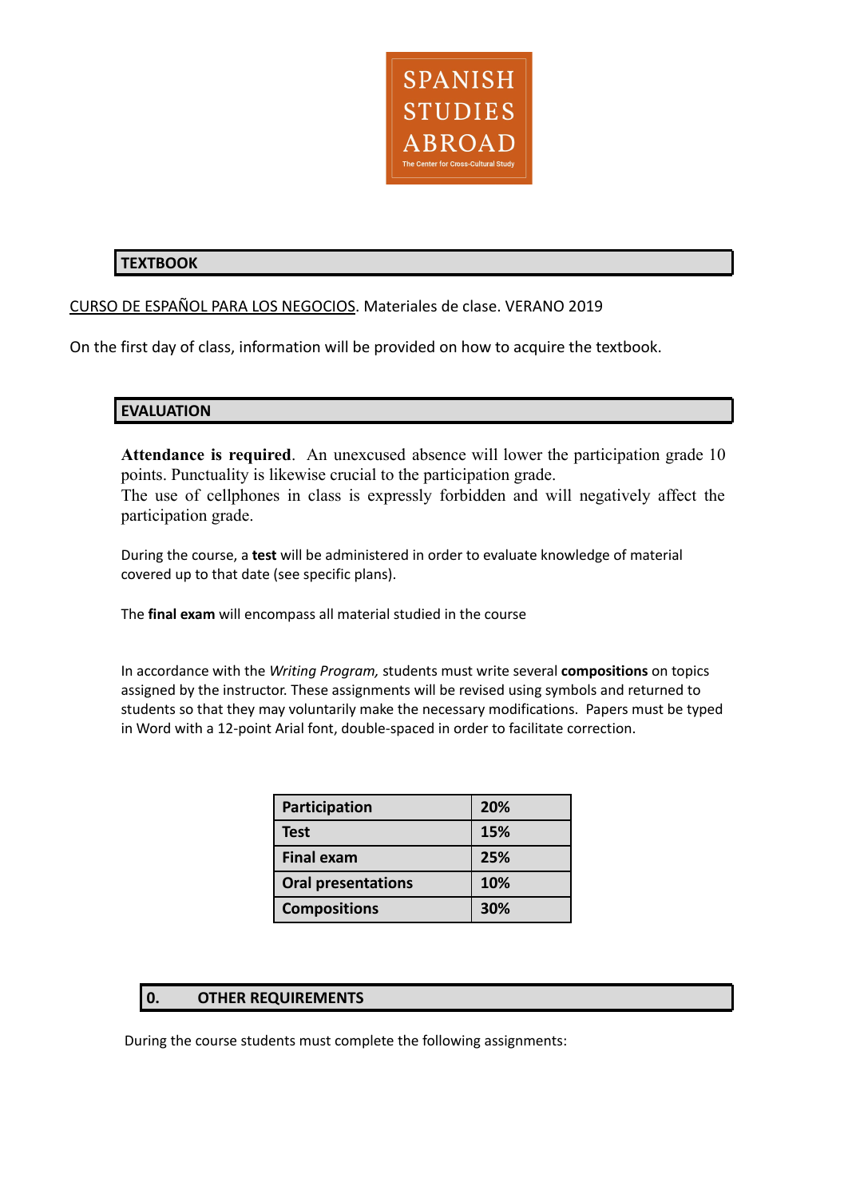## TEXTBOOK

CURSO DE ESPAÑOL PARA LOS NEGOCIOS. Materiales de clase. VERANO 2019

On the first day of class, information will be provided on how to acquire the textbook.

## EVALUATION

**Attendance is required**. An unexcused absence will lower the participation grade 10 points. Punctuality is likewise crucial to the participation grade.
The use of cellphones in class is expressly forbidden and will negatively affect the participation grade.

During the course, a **test** will be administered in order to evaluate knowledge of material covered up to that date (see specific plans).

The **final exam** will encompass all material studied in the course

In accordance with the *Writing Program,* students must write several **compositions** on topics assigned by the instructor. These assignments will be revised using symbols and returned to students so that they may voluntarily make the necessary modifications. Papers must be typed in Word with a 12-point Arial font, double-spaced in order to facilitate correction.

| | |
|---|---|
| **Participation** | **20%** |
| **Test** | **15%** |
| **Final exam** | **25%** |
| **Oral presentations** | **10%** |
| **Compositions** | **30%** |

## 0. OTHER REQUIREMENTS

During the course students must complete the following assignments: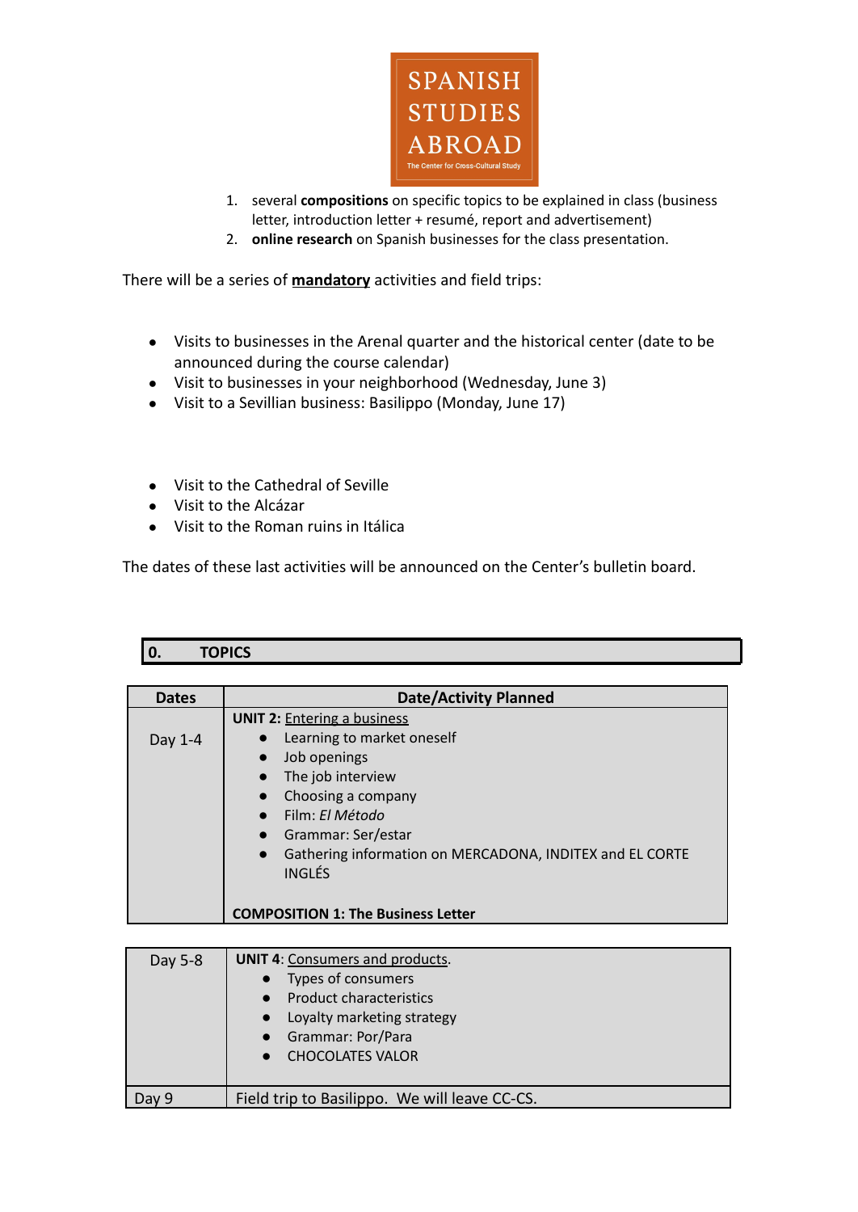SPANISH STUDIES ABROAD

The Center for Cross-Cultural Study

1. several **compositions** on specific topics to be explained in class (business letter, introduction letter + resumé, report and advertisement)
2. **online research** on Spanish businesses for the class presentation.

There will be a series of **mandatory** activities and field trips:

- Visits to businesses in the Arenal quarter and the historical center (date to be announced during the course calendar)
- Visit to businesses in your neighborhood (Wednesday, June 3)
- Visit to a Sevillian business: Basilippo (Monday, June 17)

- Visit to the Cathedral of Seville
- Visit to the Alcázar
- Visit to the Roman ruins in Itálica

The dates of these last activities will be announced on the Center's bulletin board.

## 0. TOPICS

| Dates | Date/Activity Planned |
|---|---|
| Day 1-4 | **UNIT 2:** Entering a business<br>• Learning to market oneself<br>• Job openings<br>• The job interview<br>• Choosing a company<br>• Film: *El Método*<br>• Grammar: Ser/estar<br>• Gathering information on MERCADONA, INDITEX and EL CORTE INGLÉS<br><br>**COMPOSITION 1: The Business Letter** |
| Day 5-8 | **UNIT 4**: Consumers and products.<br>• Types of consumers<br>• Product characteristics<br>• Loyalty marketing strategy<br>• Grammar: Por/Para<br>• CHOCOLATES VALOR |
| Day 9 | Field trip to Basilippo. We will leave CC-CS. |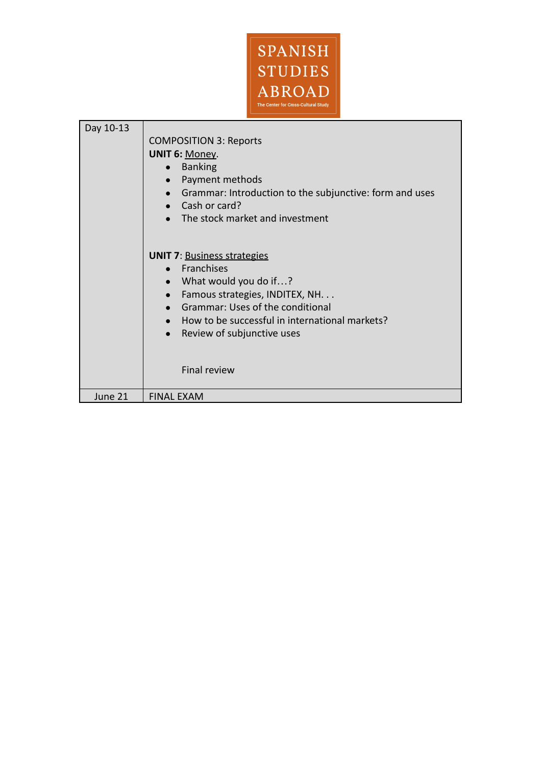| | |
|---|---|
| Day 10-13 | COMPOSITION 3: Reports<br>**UNIT 6:** Money.<br>• Banking<br>• Payment methods<br>• Grammar: Introduction to the subjunctive: form and uses<br>• Cash or card?<br>• The stock market and investment<br><br>**UNIT 7**: Business strategies<br>• Franchises<br>• What would you do if…?<br>• Famous strategies, INDITEX, NH. . .<br>• Grammar: Uses of the conditional<br>• How to be successful in international markets?<br>• Review of subjunctive uses<br><br>Final review |
| June 21 | FINAL EXAM |